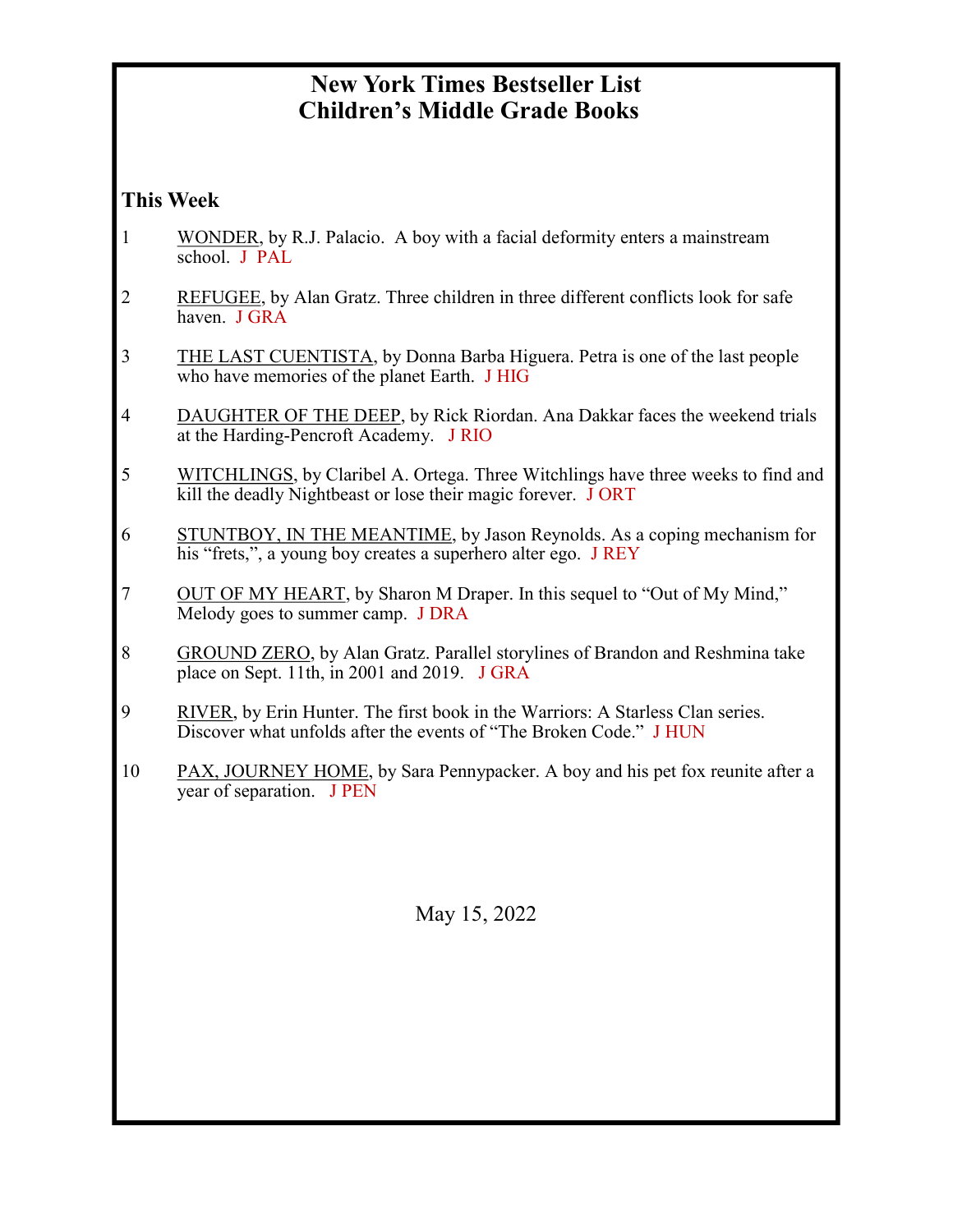# New York Times Bestseller List
# Children's Middle Grade Books

## This Week

1. WONDER, by R.J. Palacio. A boy with a facial deformity enters a mainstream school. J PAL

2. REFUGEE, by Alan Gratz. Three children in three different conflicts look for safe haven. J GRA

3. THE LAST CUENTISTA, by Donna Barba Higuera. Petra is one of the last people who have memories of the planet Earth. J HIG

4. DAUGHTER OF THE DEEP, by Rick Riordan. Ana Dakkar faces the weekend trials at the Harding-Pencroft Academy. J RIO

5. WITCHLINGS, by Claribel A. Ortega. Three Witchlings have three weeks to find and kill the deadly Nightbeast or lose their magic forever. J ORT

6. STUNTBOY, IN THE MEANTIME, by Jason Reynolds. As a coping mechanism for his "frets,", a young boy creates a superhero alter ego. J REY

7. OUT OF MY HEART, by Sharon M Draper. In this sequel to "Out of My Mind," Melody goes to summer camp. J DRA

8. GROUND ZERO, by Alan Gratz. Parallel storylines of Brandon and Reshmina take place on Sept. 11th, in 2001 and 2019. J GRA

9. RIVER, by Erin Hunter. The first book in the Warriors: A Starless Clan series. Discover what unfolds after the events of "The Broken Code." J HUN

10. PAX, JOURNEY HOME, by Sara Pennypacker. A boy and his pet fox reunite after a year of separation. J PEN

May 15, 2022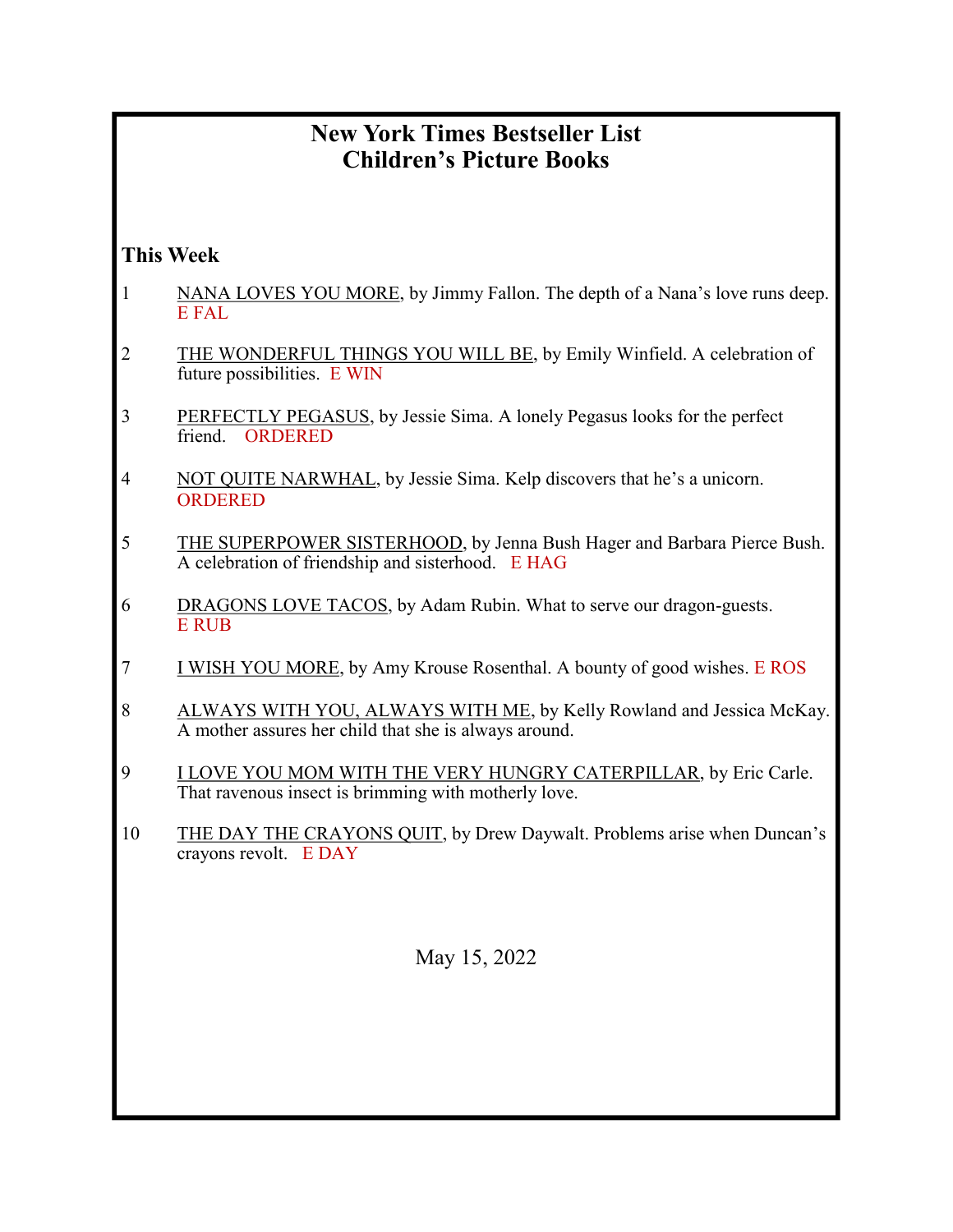# New York Times Bestseller List
# Children's Picture Books

## This Week

1. NANA LOVES YOU MORE, by Jimmy Fallon. The depth of a Nana's love runs deep. E FAL

2. THE WONDERFUL THINGS YOU WILL BE, by Emily Winfield. A celebration of future possibilities. E WIN

3. PERFECTLY PEGASUS, by Jessie Sima. A lonely Pegasus looks for the perfect friend. ORDERED

4. NOT QUITE NARWHAL, by Jessie Sima. Kelp discovers that he's a unicorn. ORDERED

5. THE SUPERPOWER SISTERHOOD, by Jenna Bush Hager and Barbara Pierce Bush. A celebration of friendship and sisterhood. E HAG

6. DRAGONS LOVE TACOS, by Adam Rubin. What to serve our dragon-guests. E RUB

7. I WISH YOU MORE, by Amy Krouse Rosenthal. A bounty of good wishes. E ROS

8. ALWAYS WITH YOU, ALWAYS WITH ME, by Kelly Rowland and Jessica McKay. A mother assures her child that she is always around.

9. I LOVE YOU MOM WITH THE VERY HUNGRY CATERPILLAR, by Eric Carle. That ravenous insect is brimming with motherly love.

10. THE DAY THE CRAYONS QUIT, by Drew Daywalt. Problems arise when Duncan's crayons revolt. E DAY

May 15, 2022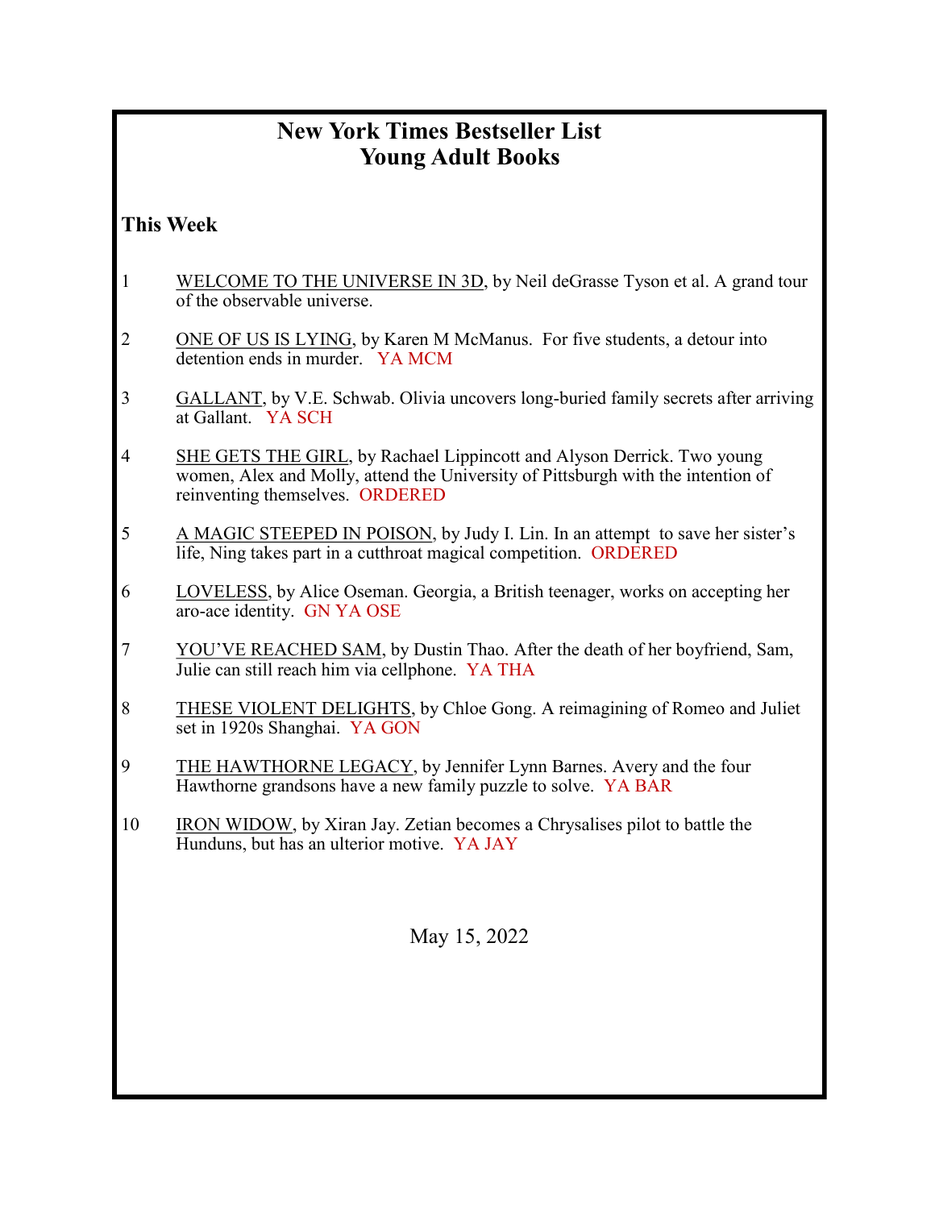# New York Times Bestseller List
## Young Adult Books

### This Week

1. WELCOME TO THE UNIVERSE IN 3D, by Neil deGrasse Tyson et al. A grand tour of the observable universe.

2. ONE OF US IS LYING, by Karen M McManus. For five students, a detour into detention ends in murder. YA MCM

3. GALLANT, by V.E. Schwab. Olivia uncovers long-buried family secrets after arriving at Gallant. YA SCH

4. SHE GETS THE GIRL, by Rachael Lippincott and Alyson Derrick. Two young women, Alex and Molly, attend the University of Pittsburgh with the intention of reinventing themselves. ORDERED

5. A MAGIC STEEPED IN POISON, by Judy I. Lin. In an attempt to save her sister's life, Ning takes part in a cutthroat magical competition. ORDERED

6. LOVELESS, by Alice Oseman. Georgia, a British teenager, works on accepting her aro-ace identity. GN YA OSE

7. YOU'VE REACHED SAM, by Dustin Thao. After the death of her boyfriend, Sam, Julie can still reach him via cellphone. YA THA

8. THESE VIOLENT DELIGHTS, by Chloe Gong. A reimagining of Romeo and Juliet set in 1920s Shanghai. YA GON

9. THE HAWTHORNE LEGACY, by Jennifer Lynn Barnes. Avery and the four Hawthorne grandsons have a new family puzzle to solve. YA BAR

10. IRON WIDOW, by Xiran Jay. Zetian becomes a Chrysalises pilot to battle the Hunduns, but has an ulterior motive. YA JAY

May 15, 2022